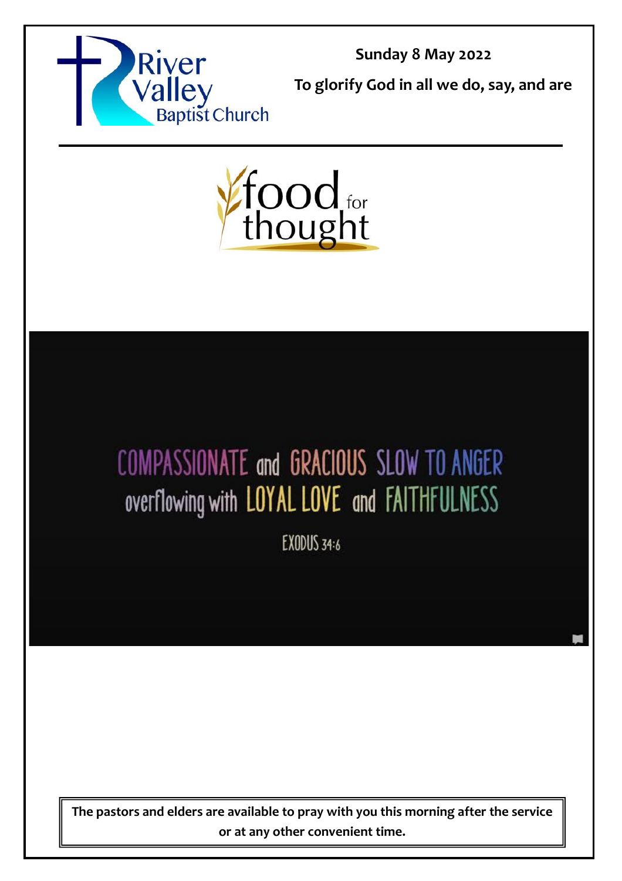River Valley Baptist Church

**Sunday 8 May 2022**

**To glorify God in all we do, say, and are**

food for thought

COMPASSIONATE and GRACIOUS SLOW TO ANGER
overflowing with LOYAL LOVE and FAITHFULNESS

EXODUS 34:6

**The pastors and elders are available to pray with you this morning after the service or at any other convenient time.**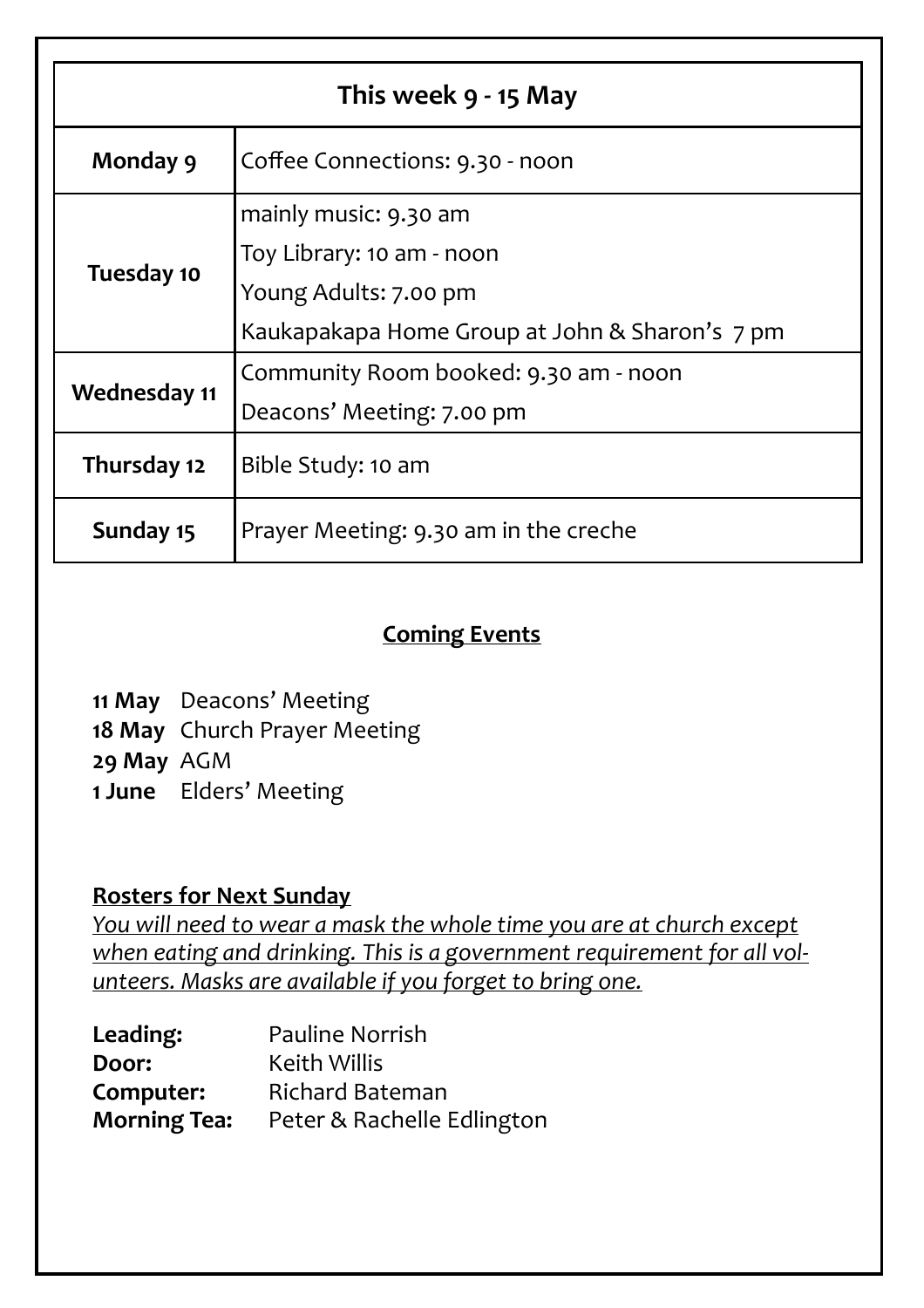| This week 9 - 15 May | |
|---|---|
| **Monday 9** | Coffee Connections: 9.30 - noon |
| **Tuesday 10** | mainly music: 9.30 am<br>Toy Library: 10 am - noon<br>Young Adults: 7.00 pm<br>Kaukapakapa Home Group at John & Sharon's 7 pm |
| **Wednesday 11** | Community Room booked: 9.30 am - noon<br>Deacons' Meeting: 7.00 pm |
| **Thursday 12** | Bible Study: 10 am |
| **Sunday 15** | Prayer Meeting: 9.30 am in the creche |

## Coming Events

**11 May** Deacons' Meeting
**18 May** Church Prayer Meeting
**29 May** AGM
**1 June** Elders' Meeting

### Rosters for Next Sunday

*You will need to wear a mask the whole time you are at church except when eating and drinking. This is a government requirement for all volunteers. Masks are available if you forget to bring one.*

**Leading:** Pauline Norrish
**Door:** Keith Willis
**Computer:** Richard Bateman
**Morning Tea:** Peter & Rachelle Edlington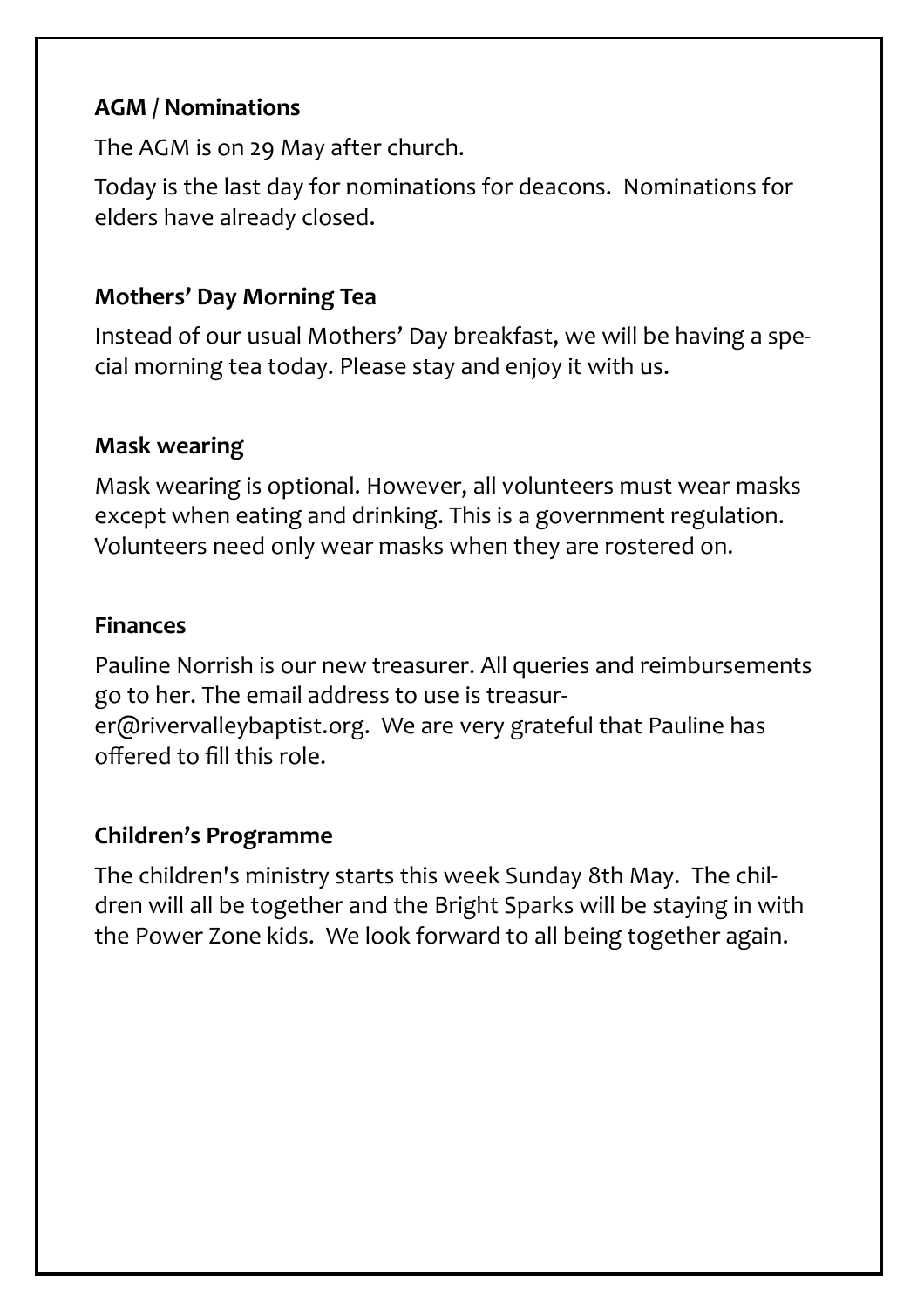**AGM / Nominations**

The AGM is on 29 May after church.

Today is the last day for nominations for deacons.  Nominations for elders have already closed.

**Mothers' Day Morning Tea**

Instead of our usual Mothers' Day breakfast, we will be having a special morning tea today. Please stay and enjoy it with us.

**Mask wearing**

Mask wearing is optional. However, all volunteers must wear masks except when eating and drinking. This is a government regulation. Volunteers need only wear masks when they are rostered on.

**Finances**

Pauline Norrish is our new treasurer. All queries and reimbursements go to her. The email address to use is treasurer@rivervalleybaptist.org.  We are very grateful that Pauline has offered to fill this role.

**Children's Programme**

The children's ministry starts this week Sunday 8th May.  The children will all be together and the Bright Sparks will be staying in with the Power Zone kids.  We look forward to all being together again.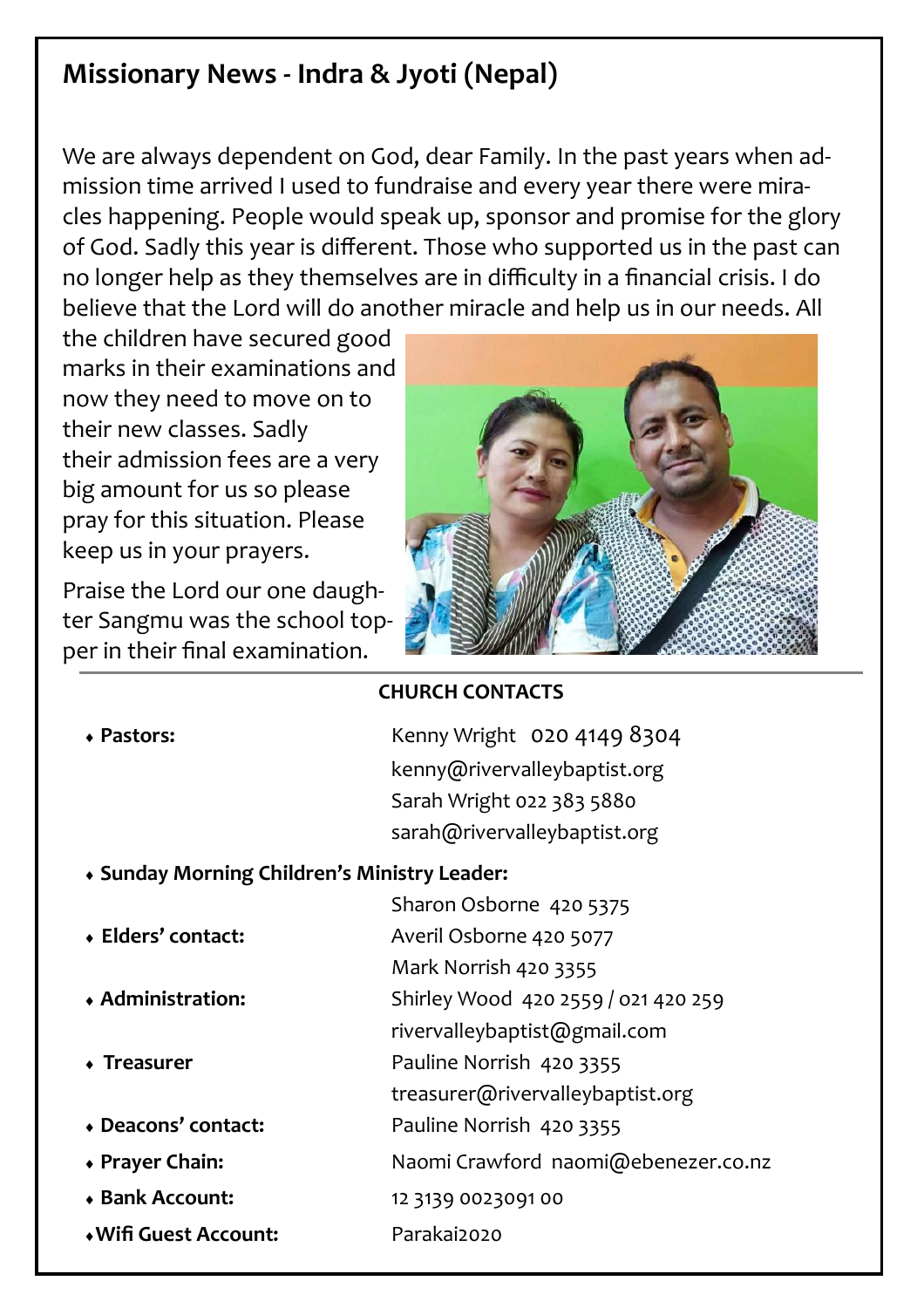## Missionary News - Indra & Jyoti (Nepal)

We are always dependent on God, dear Family. In the past years when admission time arrived I used to fundraise and every year there were miracles happening. People would speak up, sponsor and promise for the glory of God. Sadly this year is different. Those who supported us in the past can no longer help as they themselves are in difficulty in a financial crisis. I do believe that the Lord will do another miracle and help us in our needs. All the children have secured good marks in their examinations and now they need to move on to their new classes. Sadly their admission fees are a very big amount for us so please pray for this situation. Please keep us in your prayers.

Praise the Lord our one daughter Sangmu was the school topper in their final examination.

**CHURCH CONTACTS**

- **Pastors:** Kenny Wright 020 4149 8304
  kenny@rivervalleybaptist.org
  Sarah Wright 022 383 5880
  sarah@rivervalleybaptist.org
- **Sunday Morning Children's Ministry Leader:**
  Sharon Osborne 420 5375
- **Elders' contact:** Averil Osborne 420 5077
  Mark Norrish 420 3355
- **Administration:** Shirley Wood 420 2559 / 021 420 259
  rivervalleybaptist@gmail.com
- **Treasurer** Pauline Norrish 420 3355
  treasurer@rivervalleybaptist.org
- **Deacons' contact:** Pauline Norrish 420 3355
- **Prayer Chain:** Naomi Crawford naomi@ebenezer.co.nz
- **Bank Account:** 12 3139 0023091 00
- **Wifi Guest Account:** Parakai2020